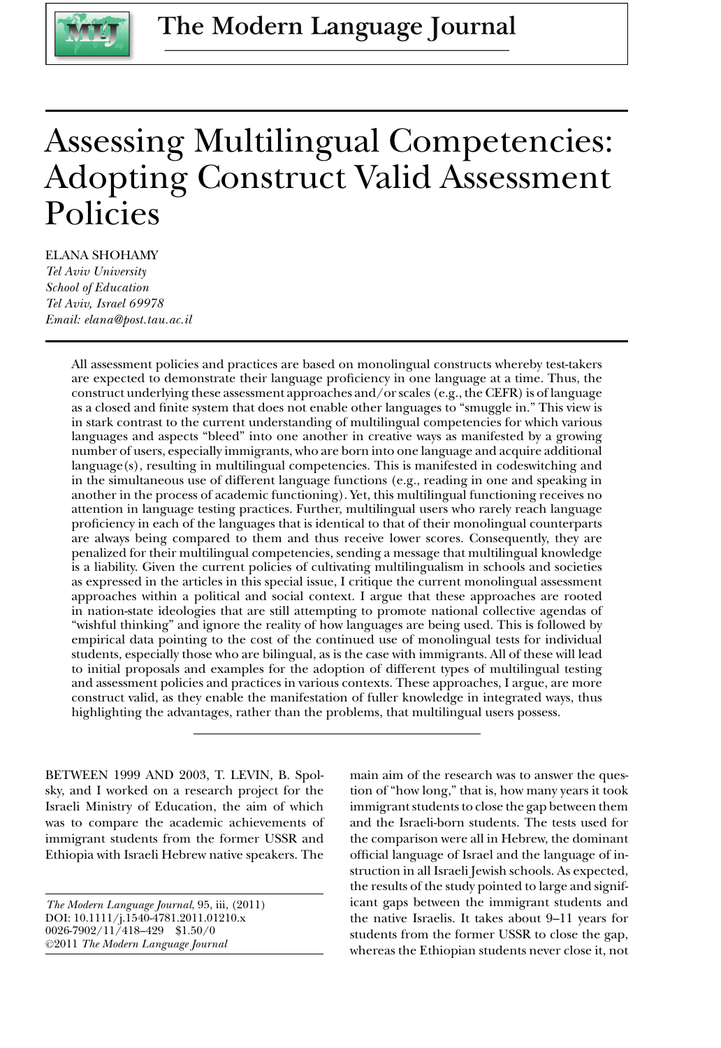# Assessing Multilingual Competencies: Adopting Construct Valid Assessment Policies

ELANA SHOHAMY
*Tel Aviv University*
*School of Education*
*Tel Aviv, Israel 69978*
*Email: elana@post.tau.ac.il*

All assessment policies and practices are based on monolingual constructs whereby test-takers are expected to demonstrate their language proficiency in one language at a time. Thus, the construct underlying these assessment approaches and/or scales (e.g., the CEFR) is of language as a closed and finite system that does not enable other languages to "smuggle in." This view is in stark contrast to the current understanding of multilingual competencies for which various languages and aspects "bleed" into one another in creative ways as manifested by a growing number of users, especially immigrants, who are born into one language and acquire additional language(s), resulting in multilingual competencies. This is manifested in codeswitching and in the simultaneous use of different language functions (e.g., reading in one and speaking in another in the process of academic functioning). Yet, this multilingual functioning receives no attention in language testing practices. Further, multilingual users who rarely reach language proficiency in each of the languages that is identical to that of their monolingual counterparts are always being compared to them and thus receive lower scores. Consequently, they are penalized for their multilingual competencies, sending a message that multilingual knowledge is a liability. Given the current policies of cultivating multilingualism in schools and societies as expressed in the articles in this special issue, I critique the current monolingual assessment approaches within a political and social context. I argue that these approaches are rooted in nation-state ideologies that are still attempting to promote national collective agendas of "wishful thinking" and ignore the reality of how languages are being used. This is followed by empirical data pointing to the cost of the continued use of monolingual tests for individual students, especially those who are bilingual, as is the case with immigrants. All of these will lead to initial proposals and examples for the adoption of different types of multilingual testing and assessment policies and practices in various contexts. These approaches, I argue, are more construct valid, as they enable the manifestation of fuller knowledge in integrated ways, thus highlighting the advantages, rather than the problems, that multilingual users possess.

---

BETWEEN 1999 AND 2003, T. LEVIN, B. Spolsky, and I worked on a research project for the Israeli Ministry of Education, the aim of which was to compare the academic achievements of immigrant students from the former USSR and Ethiopia with Israeli Hebrew native speakers. The main aim of the research was to answer the question of "how long," that is, how many years it took immigrant students to close the gap between them and the Israeli-born students. The tests used for the comparison were all in Hebrew, the dominant official language of Israel and the language of instruction in all Israeli Jewish schools. As expected, the results of the study pointed to large and significant gaps between the immigrant students and the native Israelis. It takes about 9–11 years for students from the former USSR to close the gap, whereas the Ethiopian students never close it, not

*The Modern Language Journal*, 95, iii, (2011)
DOI: 10.1111/j.1540-4781.2011.01210.x
0026-7902/11/418–429 $1.50/0
©2011 *The Modern Language Journal*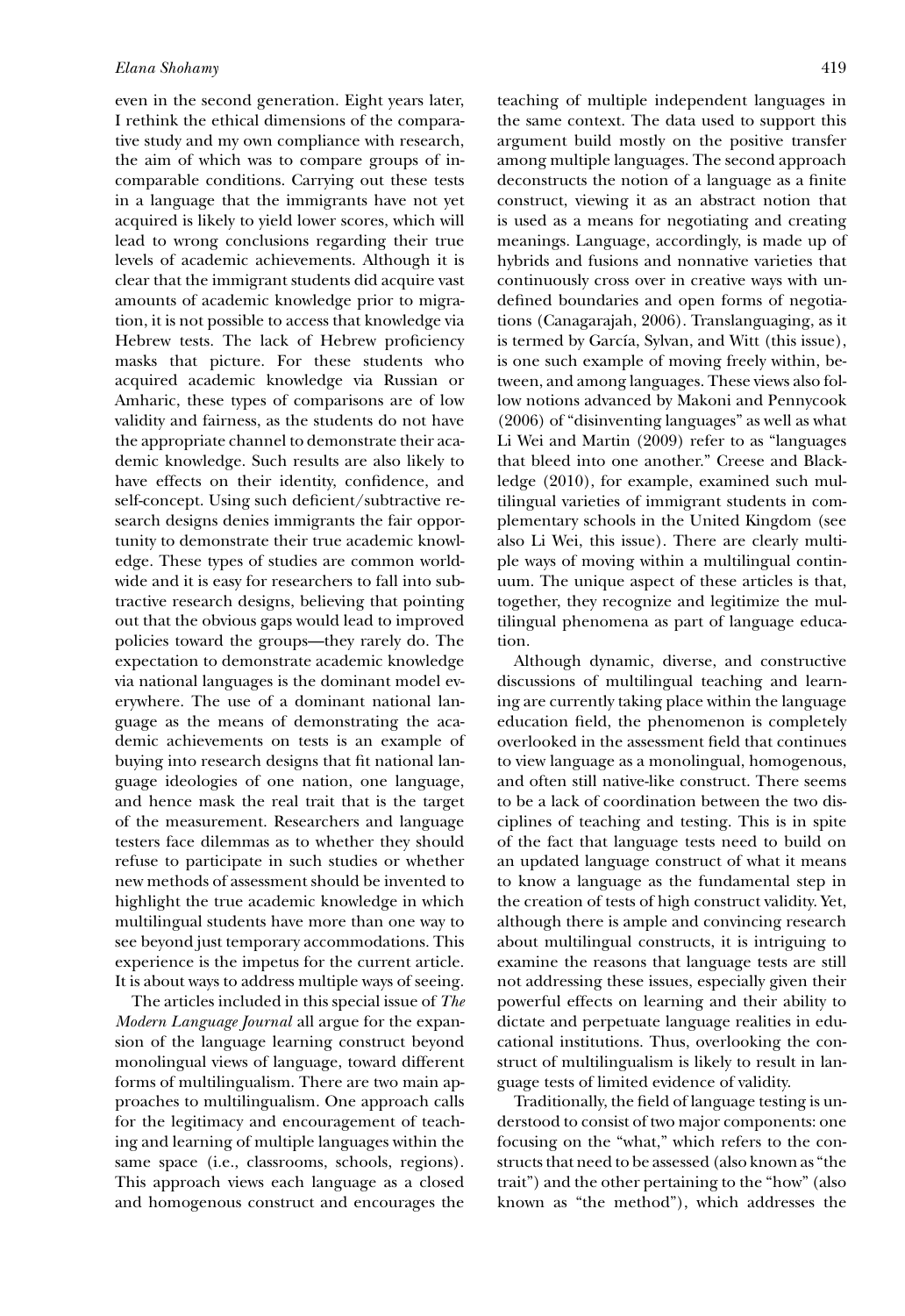even in the second generation. Eight years later, I rethink the ethical dimensions of the comparative study and my own compliance with research, the aim of which was to compare groups of incomparable conditions. Carrying out these tests in a language that the immigrants have not yet acquired is likely to yield lower scores, which will lead to wrong conclusions regarding their true levels of academic achievements. Although it is clear that the immigrant students did acquire vast amounts of academic knowledge prior to migration, it is not possible to access that knowledge via Hebrew tests. The lack of Hebrew proficiency masks that picture. For these students who acquired academic knowledge via Russian or Amharic, these types of comparisons are of low validity and fairness, as the students do not have the appropriate channel to demonstrate their academic knowledge. Such results are also likely to have effects on their identity, confidence, and self-concept. Using such deficient/subtractive research designs denies immigrants the fair opportunity to demonstrate their true academic knowledge. These types of studies are common worldwide and it is easy for researchers to fall into subtractive research designs, believing that pointing out that the obvious gaps would lead to improved policies toward the groups—they rarely do. The expectation to demonstrate academic knowledge via national languages is the dominant model everywhere. The use of a dominant national language as the means of demonstrating the academic achievements on tests is an example of buying into research designs that fit national language ideologies of one nation, one language, and hence mask the real trait that is the target of the measurement. Researchers and language testers face dilemmas as to whether they should refuse to participate in such studies or whether new methods of assessment should be invented to highlight the true academic knowledge in which multilingual students have more than one way to see beyond just temporary accommodations. This experience is the impetus for the current article. It is about ways to address multiple ways of seeing.

The articles included in this special issue of *The Modern Language Journal* all argue for the expansion of the language learning construct beyond monolingual views of language, toward different forms of multilingualism. There are two main approaches to multilingualism. One approach calls for the legitimacy and encouragement of teaching and learning of multiple languages within the same space (i.e., classrooms, schools, regions). This approach views each language as a closed and homogenous construct and encourages the teaching of multiple independent languages in the same context. The data used to support this argument build mostly on the positive transfer among multiple languages. The second approach deconstructs the notion of a language as a finite construct, viewing it as an abstract notion that is used as a means for negotiating and creating meanings. Language, accordingly, is made up of hybrids and fusions and nonnative varieties that continuously cross over in creative ways with undefined boundaries and open forms of negotiations (Canagarajah, 2006). Translanguaging, as it is termed by García, Sylvan, and Witt (this issue), is one such example of moving freely within, between, and among languages. These views also follow notions advanced by Makoni and Pennycook (2006) of "disinventing languages" as well as what Li Wei and Martin (2009) refer to as "languages that bleed into one another." Creese and Blackledge (2010), for example, examined such multilingual varieties of immigrant students in complementary schools in the United Kingdom (see also Li Wei, this issue). There are clearly multiple ways of moving within a multilingual continuum. The unique aspect of these articles is that, together, they recognize and legitimize the multilingual phenomena as part of language education.

Although dynamic, diverse, and constructive discussions of multilingual teaching and learning are currently taking place within the language education field, the phenomenon is completely overlooked in the assessment field that continues to view language as a monolingual, homogenous, and often still native-like construct. There seems to be a lack of coordination between the two disciplines of teaching and testing. This is in spite of the fact that language tests need to build on an updated language construct of what it means to know a language as the fundamental step in the creation of tests of high construct validity. Yet, although there is ample and convincing research about multilingual constructs, it is intriguing to examine the reasons that language tests are still not addressing these issues, especially given their powerful effects on learning and their ability to dictate and perpetuate language realities in educational institutions. Thus, overlooking the construct of multilingualism is likely to result in language tests of limited evidence of validity.

Traditionally, the field of language testing is understood to consist of two major components: one focusing on the "what," which refers to the constructs that need to be assessed (also known as "the trait") and the other pertaining to the "how" (also known as "the method"), which addresses the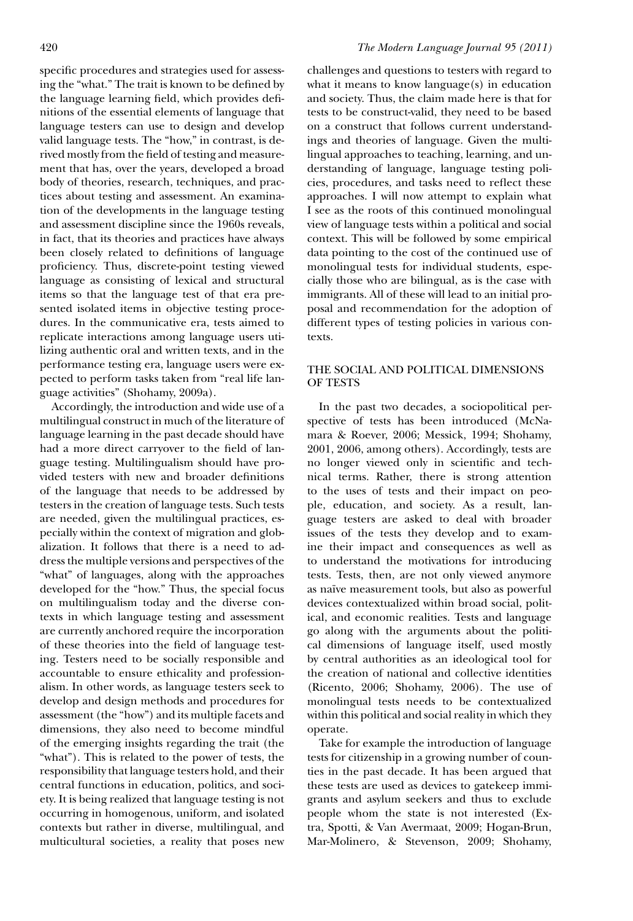specific procedures and strategies used for assessing the "what." The trait is known to be defined by the language learning field, which provides definitions of the essential elements of language that language testers can use to design and develop valid language tests. The "how," in contrast, is derived mostly from the field of testing and measurement that has, over the years, developed a broad body of theories, research, techniques, and practices about testing and assessment. An examination of the developments in the language testing and assessment discipline since the 1960s reveals, in fact, that its theories and practices have always been closely related to definitions of language proficiency. Thus, discrete-point testing viewed language as consisting of lexical and structural items so that the language test of that era presented isolated items in objective testing procedures. In the communicative era, tests aimed to replicate interactions among language users utilizing authentic oral and written texts, and in the performance testing era, language users were expected to perform tasks taken from "real life language activities" (Shohamy, 2009a).

Accordingly, the introduction and wide use of a multilingual construct in much of the literature of language learning in the past decade should have had a more direct carryover to the field of language testing. Multilingualism should have provided testers with new and broader definitions of the language that needs to be addressed by testers in the creation of language tests. Such tests are needed, given the multilingual practices, especially within the context of migration and globalization. It follows that there is a need to address the multiple versions and perspectives of the "what" of languages, along with the approaches developed for the "how." Thus, the special focus on multilingualism today and the diverse contexts in which language testing and assessment are currently anchored require the incorporation of these theories into the field of language testing. Testers need to be socially responsible and accountable to ensure ethicality and professionalism. In other words, as language testers seek to develop and design methods and procedures for assessment (the "how") and its multiple facets and dimensions, they also need to become mindful of the emerging insights regarding the trait (the "what"). This is related to the power of tests, the responsibility that language testers hold, and their central functions in education, politics, and society. It is being realized that language testing is not occurring in homogenous, uniform, and isolated contexts but rather in diverse, multilingual, and multicultural societies, a reality that poses new challenges and questions to testers with regard to what it means to know language(s) in education and society. Thus, the claim made here is that for tests to be construct-valid, they need to be based on a construct that follows current understandings and theories of language. Given the multilingual approaches to teaching, learning, and understanding of language, language testing policies, procedures, and tasks need to reflect these approaches. I will now attempt to explain what I see as the roots of this continued monolingual view of language tests within a political and social context. This will be followed by some empirical data pointing to the cost of the continued use of monolingual tests for individual students, especially those who are bilingual, as is the case with immigrants. All of these will lead to an initial proposal and recommendation for the adoption of different types of testing policies in various contexts.

## THE SOCIAL AND POLITICAL DIMENSIONS OF TESTS

In the past two decades, a sociopolitical perspective of tests has been introduced (McNamara & Roever, 2006; Messick, 1994; Shohamy, 2001, 2006, among others). Accordingly, tests are no longer viewed only in scientific and technical terms. Rather, there is strong attention to the uses of tests and their impact on people, education, and society. As a result, language testers are asked to deal with broader issues of the tests they develop and to examine their impact and consequences as well as to understand the motivations for introducing tests. Tests, then, are not only viewed anymore as naïve measurement tools, but also as powerful devices contextualized within broad social, political, and economic realities. Tests and language go along with the arguments about the political dimensions of language itself, used mostly by central authorities as an ideological tool for the creation of national and collective identities (Ricento, 2006; Shohamy, 2006). The use of monolingual tests needs to be contextualized within this political and social reality in which they operate.

Take for example the introduction of language tests for citizenship in a growing number of counties in the past decade. It has been argued that these tests are used as devices to gatekeep immigrants and asylum seekers and thus to exclude people whom the state is not interested (Extra, Spotti, & Van Avermaat, 2009; Hogan-Brun, Mar-Molinero, & Stevenson, 2009; Shohamy,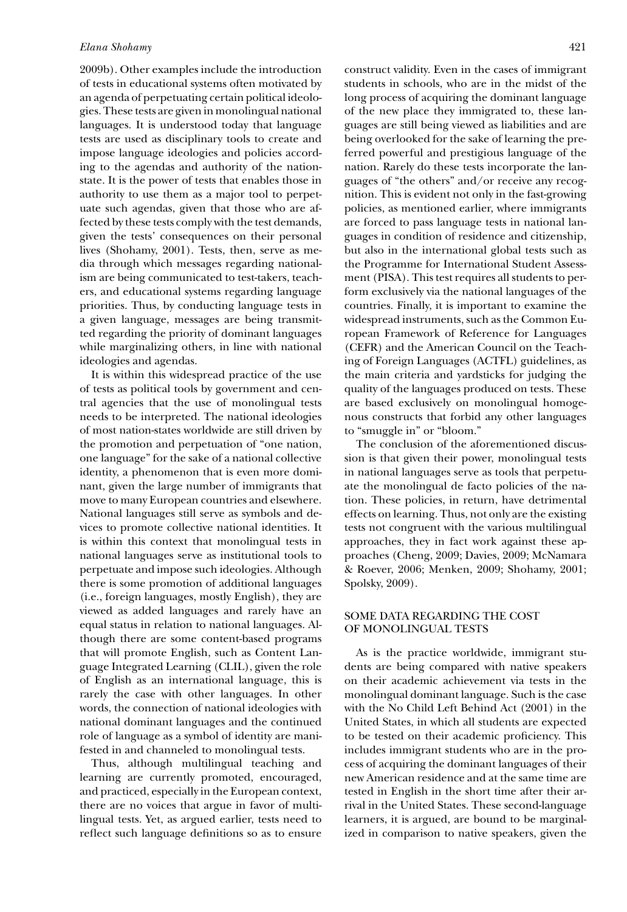2009b). Other examples include the introduction of tests in educational systems often motivated by an agenda of perpetuating certain political ideologies. These tests are given in monolingual national languages. It is understood today that language tests are used as disciplinary tools to create and impose language ideologies and policies according to the agendas and authority of the nation-state. It is the power of tests that enables those in authority to use them as a major tool to perpetuate such agendas, given that those who are affected by these tests comply with the test demands, given the tests' consequences on their personal lives (Shohamy, 2001). Tests, then, serve as media through which messages regarding nationalism are being communicated to test-takers, teachers, and educational systems regarding language priorities. Thus, by conducting language tests in a given language, messages are being transmitted regarding the priority of dominant languages while marginalizing others, in line with national ideologies and agendas.

It is within this widespread practice of the use of tests as political tools by government and central agencies that the use of monolingual tests needs to be interpreted. The national ideologies of most nation-states worldwide are still driven by the promotion and perpetuation of "one nation, one language" for the sake of a national collective identity, a phenomenon that is even more dominant, given the large number of immigrants that move to many European countries and elsewhere. National languages still serve as symbols and devices to promote collective national identities. It is within this context that monolingual tests in national languages serve as institutional tools to perpetuate and impose such ideologies. Although there is some promotion of additional languages (i.e., foreign languages, mostly English), they are viewed as added languages and rarely have an equal status in relation to national languages. Although there are some content-based programs that will promote English, such as Content Language Integrated Learning (CLIL), given the role of English as an international language, this is rarely the case with other languages. In other words, the connection of national ideologies with national dominant languages and the continued role of language as a symbol of identity are manifested in and channeled to monolingual tests.

Thus, although multilingual teaching and learning are currently promoted, encouraged, and practiced, especially in the European context, there are no voices that argue in favor of multilingual tests. Yet, as argued earlier, tests need to reflect such language definitions so as to ensure construct validity. Even in the cases of immigrant students in schools, who are in the midst of the long process of acquiring the dominant language of the new place they immigrated to, these languages are still being viewed as liabilities and are being overlooked for the sake of learning the preferred powerful and prestigious language of the nation. Rarely do these tests incorporate the languages of "the others" and/or receive any recognition. This is evident not only in the fast-growing policies, as mentioned earlier, where immigrants are forced to pass language tests in national languages in condition of residence and citizenship, but also in the international global tests such as the Programme for International Student Assessment (PISA). This test requires all students to perform exclusively via the national languages of the countries. Finally, it is important to examine the widespread instruments, such as the Common European Framework of Reference for Languages (CEFR) and the American Council on the Teaching of Foreign Languages (ACTFL) guidelines, as the main criteria and yardsticks for judging the quality of the languages produced on tests. These are based exclusively on monolingual homogenous constructs that forbid any other languages to "smuggle in" or "bloom."

The conclusion of the aforementioned discussion is that given their power, monolingual tests in national languages serve as tools that perpetuate the monolingual de facto policies of the nation. These policies, in return, have detrimental effects on learning. Thus, not only are the existing tests not congruent with the various multilingual approaches, they in fact work against these approaches (Cheng, 2009; Davies, 2009; McNamara & Roever, 2006; Menken, 2009; Shohamy, 2001; Spolsky, 2009).

## SOME DATA REGARDING THE COST OF MONOLINGUAL TESTS

As is the practice worldwide, immigrant students are being compared with native speakers on their academic achievement via tests in the monolingual dominant language. Such is the case with the No Child Left Behind Act (2001) in the United States, in which all students are expected to be tested on their academic proficiency. This includes immigrant students who are in the process of acquiring the dominant languages of their new American residence and at the same time are tested in English in the short time after their arrival in the United States. These second-language learners, it is argued, are bound to be marginalized in comparison to native speakers, given the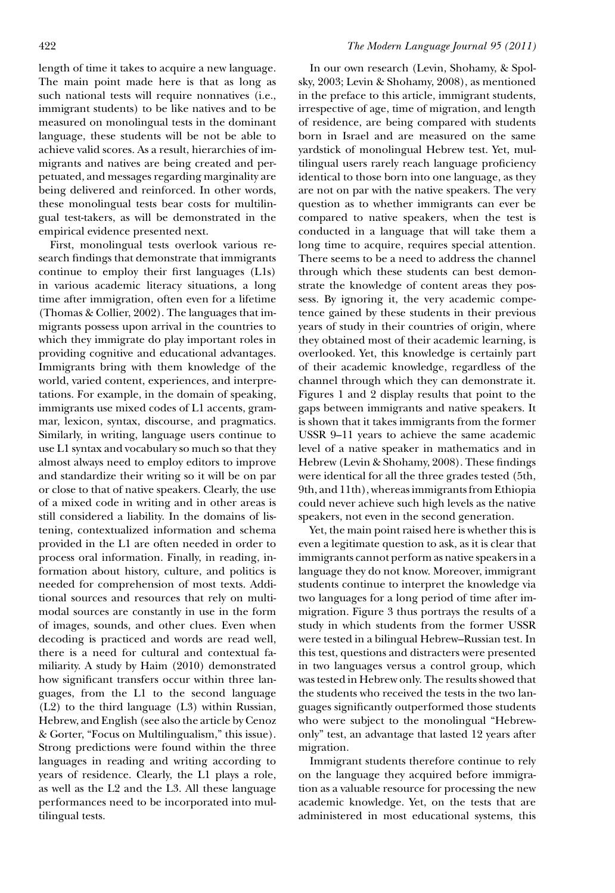length of time it takes to acquire a new language. The main point made here is that as long as such national tests will require nonnatives (i.e., immigrant students) to be like natives and to be measured on monolingual tests in the dominant language, these students will be not be able to achieve valid scores. As a result, hierarchies of immigrants and natives are being created and perpetuated, and messages regarding marginality are being delivered and reinforced. In other words, these monolingual tests bear costs for multilingual test-takers, as will be demonstrated in the empirical evidence presented next.

First, monolingual tests overlook various research findings that demonstrate that immigrants continue to employ their first languages (L1s) in various academic literacy situations, a long time after immigration, often even for a lifetime (Thomas & Collier, 2002). The languages that immigrants possess upon arrival in the countries to which they immigrate do play important roles in providing cognitive and educational advantages. Immigrants bring with them knowledge of the world, varied content, experiences, and interpretations. For example, in the domain of speaking, immigrants use mixed codes of L1 accents, grammar, lexicon, syntax, discourse, and pragmatics. Similarly, in writing, language users continue to use L1 syntax and vocabulary so much so that they almost always need to employ editors to improve and standardize their writing so it will be on par or close to that of native speakers. Clearly, the use of a mixed code in writing and in other areas is still considered a liability. In the domains of listening, contextualized information and schema provided in the L1 are often needed in order to process oral information. Finally, in reading, information about history, culture, and politics is needed for comprehension of most texts. Additional sources and resources that rely on multimodal sources are constantly in use in the form of images, sounds, and other clues. Even when decoding is practiced and words are read well, there is a need for cultural and contextual familiarity. A study by Haim (2010) demonstrated how significant transfers occur within three languages, from the L1 to the second language (L2) to the third language (L3) within Russian, Hebrew, and English (see also the article by Cenoz & Gorter, "Focus on Multilingualism," this issue). Strong predictions were found within the three languages in reading and writing according to years of residence. Clearly, the L1 plays a role, as well as the L2 and the L3. All these language performances need to be incorporated into multilingual tests.

In our own research (Levin, Shohamy, & Spolsky, 2003; Levin & Shohamy, 2008), as mentioned in the preface to this article, immigrant students, irrespective of age, time of migration, and length of residence, are being compared with students born in Israel and are measured on the same yardstick of monolingual Hebrew test. Yet, multilingual users rarely reach language proficiency identical to those born into one language, as they are not on par with the native speakers. The very question as to whether immigrants can ever be compared to native speakers, when the test is conducted in a language that will take them a long time to acquire, requires special attention. There seems to be a need to address the channel through which these students can best demonstrate the knowledge of content areas they possess. By ignoring it, the very academic competence gained by these students in their previous years of study in their countries of origin, where they obtained most of their academic learning, is overlooked. Yet, this knowledge is certainly part of their academic knowledge, regardless of the channel through which they can demonstrate it. Figures 1 and 2 display results that point to the gaps between immigrants and native speakers. It is shown that it takes immigrants from the former USSR 9–11 years to achieve the same academic level of a native speaker in mathematics and in Hebrew (Levin & Shohamy, 2008). These findings were identical for all the three grades tested (5th, 9th, and 11th), whereas immigrants from Ethiopia could never achieve such high levels as the native speakers, not even in the second generation.

Yet, the main point raised here is whether this is even a legitimate question to ask, as it is clear that immigrants cannot perform as native speakers in a language they do not know. Moreover, immigrant students continue to interpret the knowledge via two languages for a long period of time after immigration. Figure 3 thus portrays the results of a study in which students from the former USSR were tested in a bilingual Hebrew–Russian test. In this test, questions and distracters were presented in two languages versus a control group, which was tested in Hebrew only. The results showed that the students who received the tests in the two languages significantly outperformed those students who were subject to the monolingual "Hebrew-only" test, an advantage that lasted 12 years after migration.

Immigrant students therefore continue to rely on the language they acquired before immigration as a valuable resource for processing the new academic knowledge. Yet, on the tests that are administered in most educational systems, this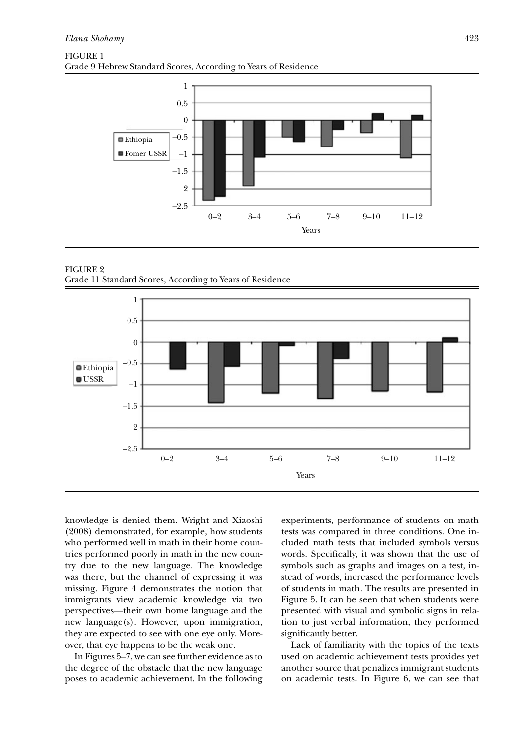FIGURE 1
Grade 9 Hebrew Standard Scores, According to Years of Residence

FIGURE 2
Grade 11 Standard Scores, According to Years of Residence

knowledge is denied them. Wright and Xiaoshi (2008) demonstrated, for example, how students who performed well in math in their home countries performed poorly in math in the new country due to the new language. The knowledge was there, but the channel of expressing it was missing. Figure 4 demonstrates the notion that immigrants view academic knowledge via two perspectives—their own home language and the new language(s). However, upon immigration, they are expected to see with one eye only. Moreover, that eye happens to be the weak one.

In Figures 5–7, we can see further evidence as to the degree of the obstacle that the new language poses to academic achievement. In the following experiments, performance of students on math tests was compared in three conditions. One included math tests that included symbols versus words. Specifically, it was shown that the use of symbols such as graphs and images on a test, instead of words, increased the performance levels of students in math. The results are presented in Figure 5. It can be seen that when students were presented with visual and symbolic signs in relation to just verbal information, they performed significantly better.

Lack of familiarity with the topics of the texts used on academic achievement tests provides yet another source that penalizes immigrant students on academic tests. In Figure 6, we can see that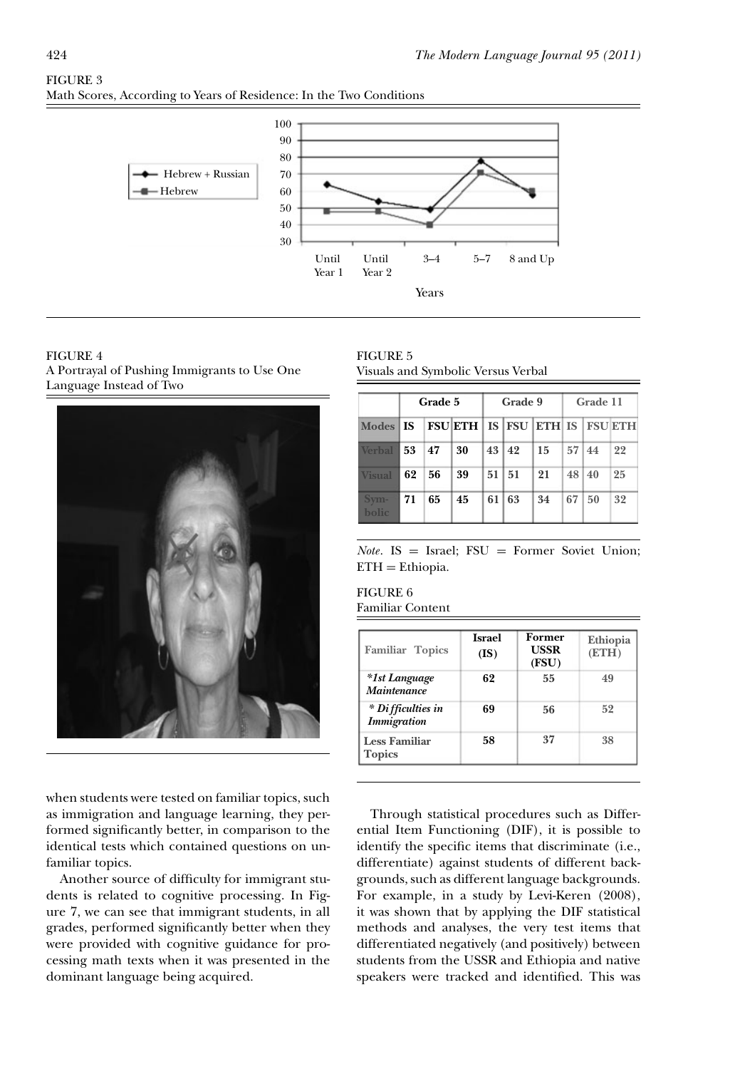FIGURE 3
Math Scores, According to Years of Residence: In the Two Conditions

FIGURE 4
A Portrayal of Pushing Immigrants to Use One Language Instead of Two

FIGURE 5
Visuals and Symbolic Versus Verbal

| | Grade 5 | | | Grade 9 | | | Grade 11 | | |
|---|---|---|---|---|---|---|---|---|---|
| Modes | IS | FSU | ETH | IS | FSU | ETH | IS | FSU | ETH |
| Verbal | 53 | 47 | 30 | 43 | 42 | 15 | 57 | 44 | 22 |
| Visual | 62 | 56 | 39 | 51 | 51 | 21 | 48 | 40 | 25 |
| Symbolic | 71 | 65 | 45 | 61 | 63 | 34 | 67 | 50 | 32 |

*Note*. IS = Israel; FSU = Former Soviet Union; ETH = Ethiopia.

FIGURE 6
Familiar Content

| Familiar Topics | Israel (IS) | Former USSR (FSU) | Ethiopia (ETH) |
|---|---|---|---|
| *\*1st Language Maintenance* | 62 | 55 | 49 |
| *\* Difficulties in Immigration* | 69 | 56 | 52 |
| Less Familiar Topics | 58 | 37 | 38 |

when students were tested on familiar topics, such as immigration and language learning, they performed significantly better, in comparison to the identical tests which contained questions on unfamiliar topics.

Another source of difficulty for immigrant students is related to cognitive processing. In Figure 7, we can see that immigrant students, in all grades, performed significantly better when they were provided with cognitive guidance for processing math texts when it was presented in the dominant language being acquired.

Through statistical procedures such as Differential Item Functioning (DIF), it is possible to identify the specific items that discriminate (i.e., differentiate) against students of different backgrounds, such as different language backgrounds. For example, in a study by Levi-Keren (2008), it was shown that by applying the DIF statistical methods and analyses, the very test items that differentiated negatively (and positively) between students from the USSR and Ethiopia and native speakers were tracked and identified. This was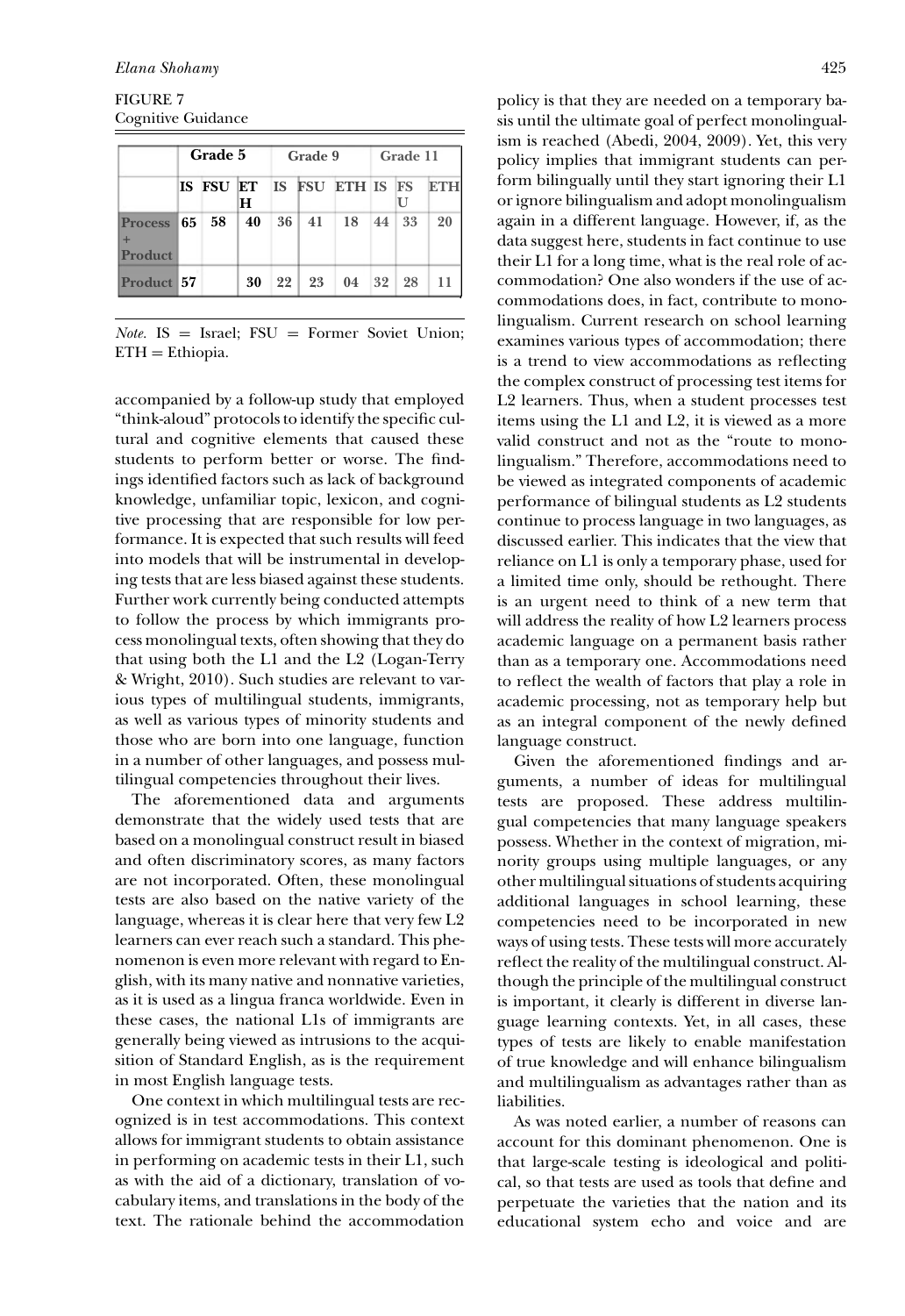FIGURE 7
Cognitive Guidance

| | Grade 5 | | | Grade 9 | | | Grade 11 | | |
|---|---|---|---|---|---|---|---|---|---|
| | IS | FSU | ETH | IS | FSU | ETH | IS | FSU | ETH |
| Process + Product | 65 | 58 | 40 | 36 | 41 | 18 | 44 | 33 | 20 |
| Product | 57 | | 30 | 22 | 23 | 04 | 32 | 28 | 11 |

*Note.* IS = Israel; FSU = Former Soviet Union; ETH = Ethiopia.

accompanied by a follow-up study that employed "think-aloud" protocols to identify the specific cultural and cognitive elements that caused these students to perform better or worse. The findings identified factors such as lack of background knowledge, unfamiliar topic, lexicon, and cognitive processing that are responsible for low performance. It is expected that such results will feed into models that will be instrumental in developing tests that are less biased against these students. Further work currently being conducted attempts to follow the process by which immigrants process monolingual texts, often showing that they do that using both the L1 and the L2 (Logan-Terry & Wright, 2010). Such studies are relevant to various types of multilingual students, immigrants, as well as various types of minority students and those who are born into one language, function in a number of other languages, and possess multilingual competencies throughout their lives.

The aforementioned data and arguments demonstrate that the widely used tests that are based on a monolingual construct result in biased and often discriminatory scores, as many factors are not incorporated. Often, these monolingual tests are also based on the native variety of the language, whereas it is clear here that very few L2 learners can ever reach such a standard. This phenomenon is even more relevant with regard to English, with its many native and nonnative varieties, as it is used as a lingua franca worldwide. Even in these cases, the national L1s of immigrants are generally being viewed as intrusions to the acquisition of Standard English, as is the requirement in most English language tests.

One context in which multilingual tests are recognized is in test accommodations. This context allows for immigrant students to obtain assistance in performing on academic tests in their L1, such as with the aid of a dictionary, translation of vocabulary items, and translations in the body of the text. The rationale behind the accommodation policy is that they are needed on a temporary basis until the ultimate goal of perfect monolingualism is reached (Abedi, 2004, 2009). Yet, this very policy implies that immigrant students can perform bilingually until they start ignoring their L1 or ignore bilingualism and adopt monolingualism again in a different language. However, if, as the data suggest here, students in fact continue to use their L1 for a long time, what is the real role of accommodation? One also wonders if the use of accommodations does, in fact, contribute to monolingualism. Current research on school learning examines various types of accommodation; there is a trend to view accommodations as reflecting the complex construct of processing test items for L2 learners. Thus, when a student processes test items using the L1 and L2, it is viewed as a more valid construct and not as the "route to monolingualism." Therefore, accommodations need to be viewed as integrated components of academic performance of bilingual students as L2 students continue to process language in two languages, as discussed earlier. This indicates that the view that reliance on L1 is only a temporary phase, used for a limited time only, should be rethought. There is an urgent need to think of a new term that will address the reality of how L2 learners process academic language on a permanent basis rather than as a temporary one. Accommodations need to reflect the wealth of factors that play a role in academic processing, not as temporary help but as an integral component of the newly defined language construct.

Given the aforementioned findings and arguments, a number of ideas for multilingual tests are proposed. These address multilingual competencies that many language speakers possess. Whether in the context of migration, minority groups using multiple languages, or any other multilingual situations of students acquiring additional languages in school learning, these competencies need to be incorporated in new ways of using tests. These tests will more accurately reflect the reality of the multilingual construct. Although the principle of the multilingual construct is important, it clearly is different in diverse language learning contexts. Yet, in all cases, these types of tests are likely to enable manifestation of true knowledge and will enhance bilingualism and multilingualism as advantages rather than as liabilities.

As was noted earlier, a number of reasons can account for this dominant phenomenon. One is that large-scale testing is ideological and political, so that tests are used as tools that define and perpetuate the varieties that the nation and its educational system echo and voice and are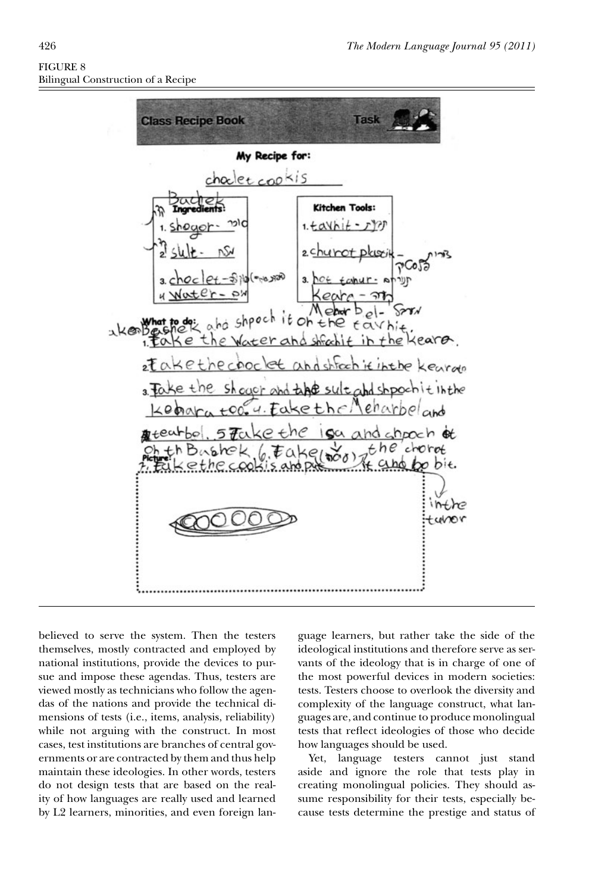FIGURE 8
Bilingual Construction of a Recipe

believed to serve the system. Then the testers themselves, mostly contracted and employed by national institutions, provide the devices to pursue and impose these agendas. Thus, testers are viewed mostly as technicians who follow the agendas of the nations and provide the technical dimensions of tests (i.e., items, analysis, reliability) while not arguing with the construct. In most cases, test institutions are branches of central governments or are contracted by them and thus help maintain these ideologies. In other words, testers do not design tests that are based on the reality of how languages are really used and learned by L2 learners, minorities, and even foreign language learners, but rather take the side of the ideological institutions and therefore serve as servants of the ideology that is in charge of one of the most powerful devices in modern societies: tests. Testers choose to overlook the diversity and complexity of the language construct, what languages are, and continue to produce monolingual tests that reflect ideologies of those who decide how languages should be used.

Yet, language testers cannot just stand aside and ignore the role that tests play in creating monolingual policies. They should assume responsibility for their tests, especially because tests determine the prestige and status of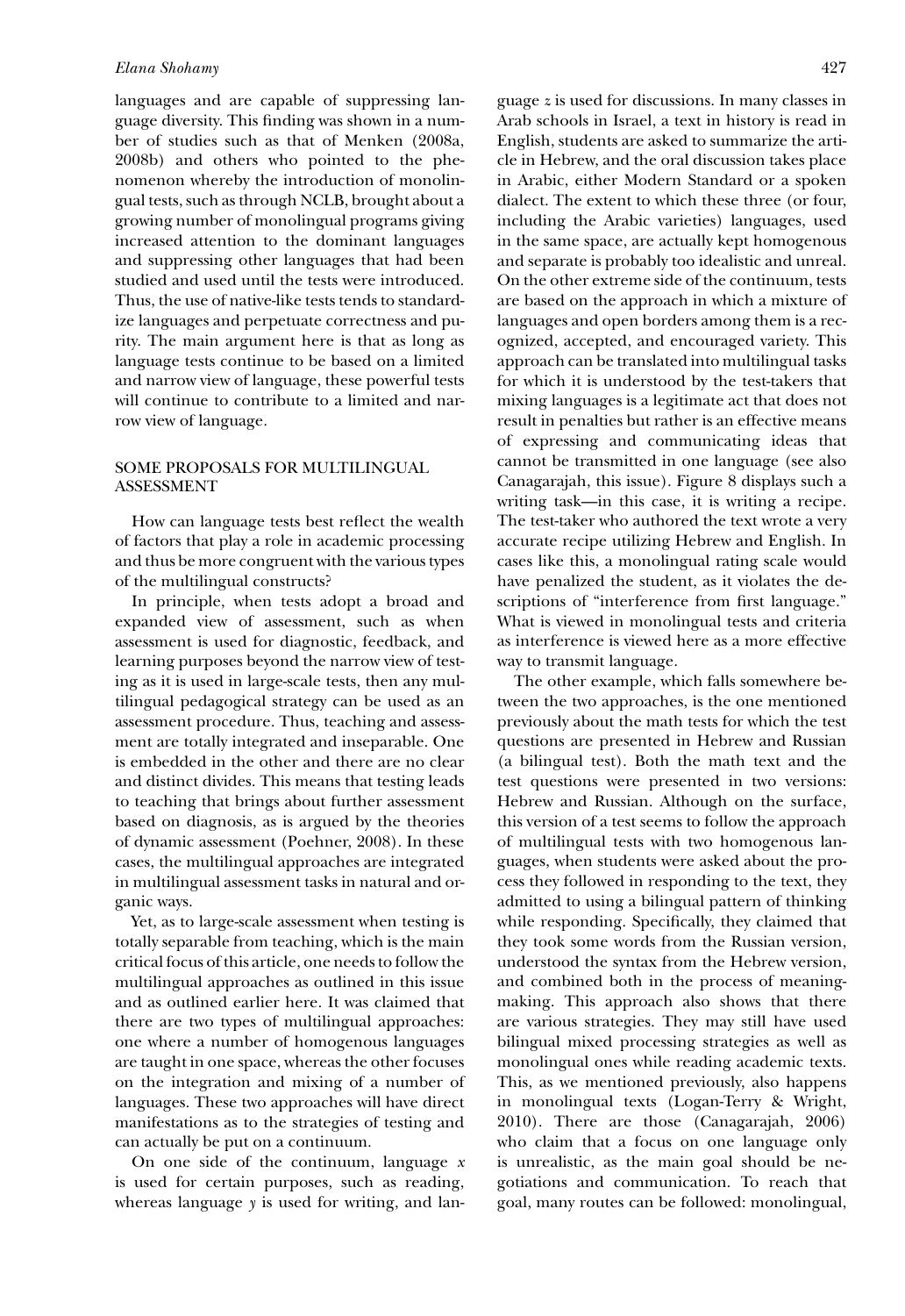languages and are capable of suppressing language diversity. This finding was shown in a number of studies such as that of Menken (2008a, 2008b) and others who pointed to the phenomenon whereby the introduction of monolingual tests, such as through NCLB, brought about a growing number of monolingual programs giving increased attention to the dominant languages and suppressing other languages that had been studied and used until the tests were introduced. Thus, the use of native-like tests tends to standardize languages and perpetuate correctness and purity. The main argument here is that as long as language tests continue to be based on a limited and narrow view of language, these powerful tests will continue to contribute to a limited and narrow view of language.

## SOME PROPOSALS FOR MULTILINGUAL ASSESSMENT

How can language tests best reflect the wealth of factors that play a role in academic processing and thus be more congruent with the various types of the multilingual constructs?

In principle, when tests adopt a broad and expanded view of assessment, such as when assessment is used for diagnostic, feedback, and learning purposes beyond the narrow view of testing as it is used in large-scale tests, then any multilingual pedagogical strategy can be used as an assessment procedure. Thus, teaching and assessment are totally integrated and inseparable. One is embedded in the other and there are no clear and distinct divides. This means that testing leads to teaching that brings about further assessment based on diagnosis, as is argued by the theories of dynamic assessment (Poehner, 2008). In these cases, the multilingual approaches are integrated in multilingual assessment tasks in natural and organic ways.

Yet, as to large-scale assessment when testing is totally separable from teaching, which is the main critical focus of this article, one needs to follow the multilingual approaches as outlined in this issue and as outlined earlier here. It was claimed that there are two types of multilingual approaches: one where a number of homogenous languages are taught in one space, whereas the other focuses on the integration and mixing of a number of languages. These two approaches will have direct manifestations as to the strategies of testing and can actually be put on a continuum.

On one side of the continuum, language *x* is used for certain purposes, such as reading, whereas language *y* is used for writing, and language *z* is used for discussions. In many classes in Arab schools in Israel, a text in history is read in English, students are asked to summarize the article in Hebrew, and the oral discussion takes place in Arabic, either Modern Standard or a spoken dialect. The extent to which these three (or four, including the Arabic varieties) languages, used in the same space, are actually kept homogenous and separate is probably too idealistic and unreal. On the other extreme side of the continuum, tests are based on the approach in which a mixture of languages and open borders among them is a recognized, accepted, and encouraged variety. This approach can be translated into multilingual tasks for which it is understood by the test-takers that mixing languages is a legitimate act that does not result in penalties but rather is an effective means of expressing and communicating ideas that cannot be transmitted in one language (see also Canagarajah, this issue). Figure 8 displays such a writing task—in this case, it is writing a recipe. The test-taker who authored the text wrote a very accurate recipe utilizing Hebrew and English. In cases like this, a monolingual rating scale would have penalized the student, as it violates the descriptions of "interference from first language." What is viewed in monolingual tests and criteria as interference is viewed here as a more effective way to transmit language.

The other example, which falls somewhere between the two approaches, is the one mentioned previously about the math tests for which the test questions are presented in Hebrew and Russian (a bilingual test). Both the math text and the test questions were presented in two versions: Hebrew and Russian. Although on the surface, this version of a test seems to follow the approach of multilingual tests with two homogenous languages, when students were asked about the process they followed in responding to the text, they admitted to using a bilingual pattern of thinking while responding. Specifically, they claimed that they took some words from the Russian version, understood the syntax from the Hebrew version, and combined both in the process of meaning-making. This approach also shows that there are various strategies. They may still have used bilingual mixed processing strategies as well as monolingual ones while reading academic texts. This, as we mentioned previously, also happens in monolingual texts (Logan-Terry & Wright, 2010). There are those (Canagarajah, 2006) who claim that a focus on one language only is unrealistic, as the main goal should be negotiations and communication. To reach that goal, many routes can be followed: monolingual,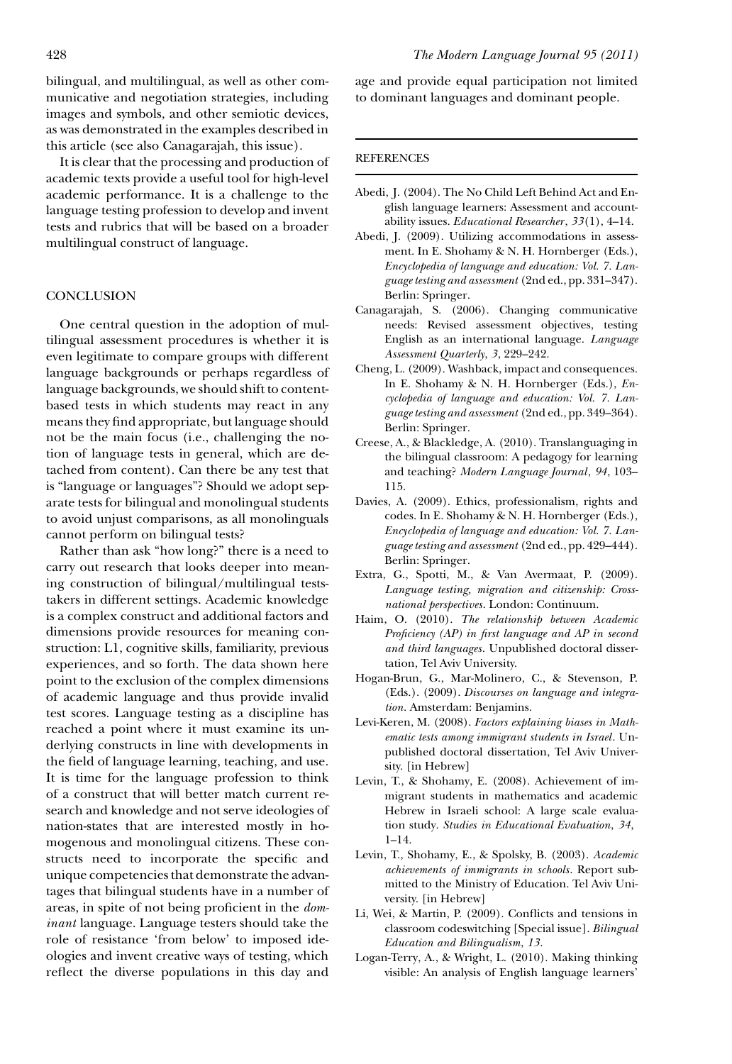bilingual, and multilingual, as well as other communicative and negotiation strategies, including images and symbols, and other semiotic devices, as was demonstrated in the examples described in this article (see also Canagarajah, this issue).

It is clear that the processing and production of academic texts provide a useful tool for high-level academic performance. It is a challenge to the language testing profession to develop and invent tests and rubrics that will be based on a broader multilingual construct of language.

## CONCLUSION

One central question in the adoption of multilingual assessment procedures is whether it is even legitimate to compare groups with different language backgrounds or perhaps regardless of language backgrounds, we should shift to content-based tests in which students may react in any means they find appropriate, but language should not be the main focus (i.e., challenging the notion of language tests in general, which are detached from content). Can there be any test that is "language or languages"? Should we adopt separate tests for bilingual and monolingual students to avoid unjust comparisons, as all monolinguals cannot perform on bilingual tests?

Rather than ask "how long?" there is a need to carry out research that looks deeper into meaning construction of bilingual/multilingual test-takers in different settings. Academic knowledge is a complex construct and additional factors and dimensions provide resources for meaning construction: L1, cognitive skills, familiarity, previous experiences, and so forth. The data shown here point to the exclusion of the complex dimensions of academic language and thus provide invalid test scores. Language testing as a discipline has reached a point where it must examine its underlying constructs in line with developments in the field of language learning, teaching, and use. It is time for the language profession to think of a construct that will better match current research and knowledge and not serve ideologies of nation-states that are interested mostly in homogenous and monolingual citizens. These constructs need to incorporate the specific and unique competencies that demonstrate the advantages that bilingual students have in a number of areas, in spite of not being proficient in the *dominant* language. Language testers should take the role of resistance 'from below' to imposed ideologies and invent creative ways of testing, which reflect the diverse populations in this day and age and provide equal participation not limited to dominant languages and dominant people.

## REFERENCES

Abedi, J. (2004). The No Child Left Behind Act and English language learners: Assessment and accountability issues. *Educational Researcher*, *33*(1), 4–14.

Abedi, J. (2009). Utilizing accommodations in assessment. In E. Shohamy & N. H. Hornberger (Eds.), *Encyclopedia of language and education: Vol. 7. Language testing and assessment* (2nd ed., pp. 331–347). Berlin: Springer.

Canagarajah, S. (2006). Changing communicative needs: Revised assessment objectives, testing English as an international language. *Language Assessment Quarterly*, *3*, 229–242.

Cheng, L. (2009). Washback, impact and consequences. In E. Shohamy & N. H. Hornberger (Eds.), *Encyclopedia of language and education: Vol. 7. Language testing and assessment* (2nd ed., pp. 349–364). Berlin: Springer.

Creese, A., & Blackledge, A. (2010). Translanguaging in the bilingual classroom: A pedagogy for learning and teaching? *Modern Language Journal*, *94*, 103–115.

Davies, A. (2009). Ethics, professionalism, rights and codes. In E. Shohamy & N. H. Hornberger (Eds.), *Encyclopedia of language and education: Vol. 7. Language testing and assessment* (2nd ed., pp. 429–444). Berlin: Springer.

Extra, G., Spotti, M., & Van Avermaat, P. (2009). *Language testing, migration and citizenship: Cross-national perspectives*. London: Continuum.

Haim, O. (2010). *The relationship between Academic Proficiency (AP) in first language and AP in second and third languages*. Unpublished doctoral dissertation, Tel Aviv University.

Hogan-Brun, G., Mar-Molinero, C., & Stevenson, P. (Eds.). (2009). *Discourses on language and integration*. Amsterdam: Benjamins.

Levi-Keren, M. (2008). *Factors explaining biases in Mathematic tests among immigrant students in Israel*. Unpublished doctoral dissertation, Tel Aviv University. [in Hebrew]

Levin, T., & Shohamy, E. (2008). Achievement of immigrant students in mathematics and academic Hebrew in Israeli school: A large scale evaluation study. *Studies in Educational Evaluation*, *34*, 1–14.

Levin, T., Shohamy, E., & Spolsky, B. (2003). *Academic achievements of immigrants in schools*. Report submitted to the Ministry of Education. Tel Aviv University. [in Hebrew]

Li, Wei, & Martin, P. (2009). Conflicts and tensions in classroom codeswitching [Special issue]. *Bilingual Education and Bilingualism*, *13*.

Logan-Terry, A., & Wright, L. (2010). Making thinking visible: An analysis of English language learners'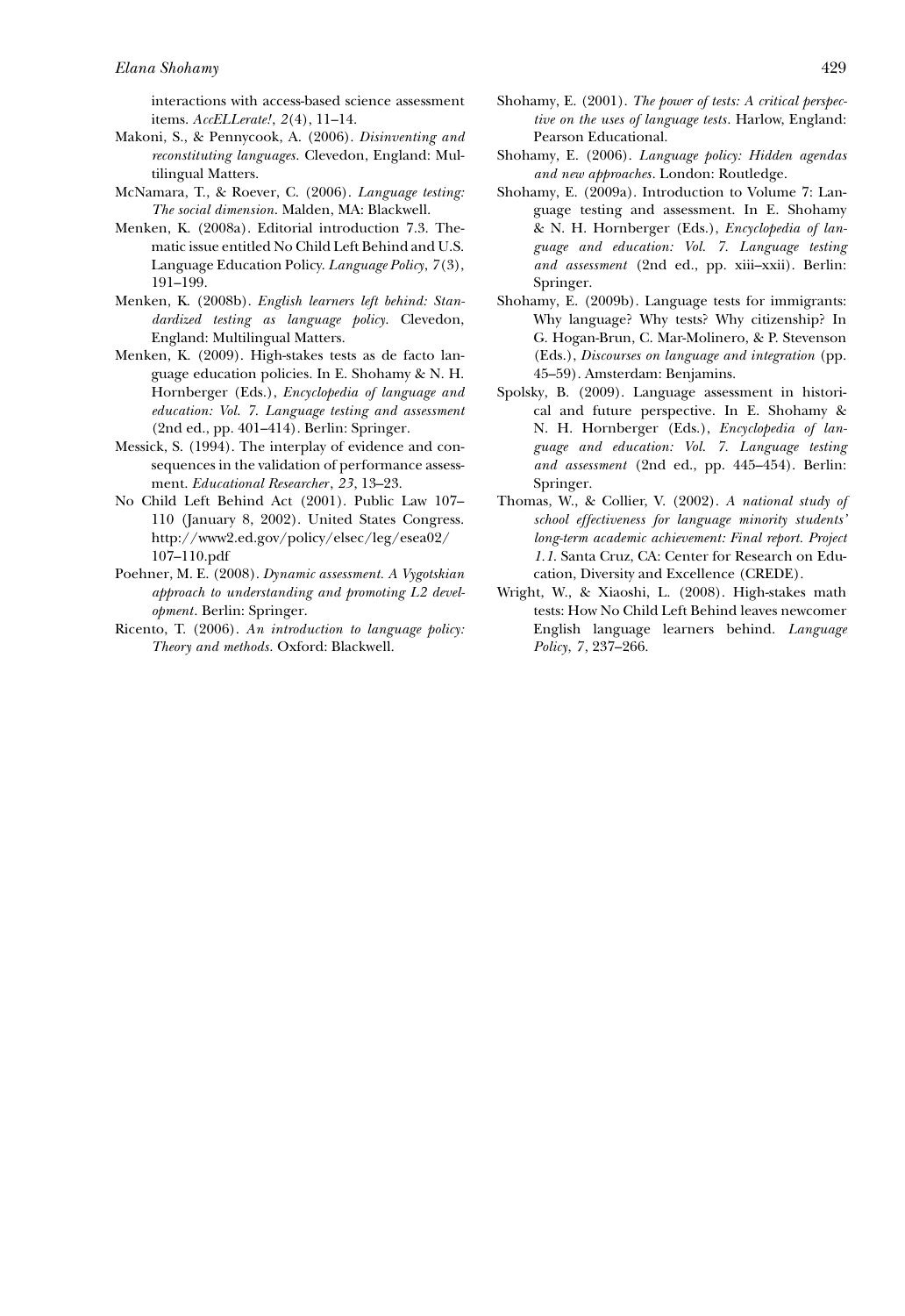interactions with access-based science assessment items. *AccELLerate!*, *2*(4), 11–14.

Makoni, S., & Pennycook, A. (2006). *Disinventing and reconstituting languages*. Clevedon, England: Multilingual Matters.

McNamara, T., & Roever, C. (2006). *Language testing: The social dimension*. Malden, MA: Blackwell.

Menken, K. (2008a). Editorial introduction 7.3. Thematic issue entitled No Child Left Behind and U.S. Language Education Policy. *Language Policy*, *7*(3), 191–199.

Menken, K. (2008b). *English learners left behind: Standardized testing as language policy*. Clevedon, England: Multilingual Matters.

Menken, K. (2009). High-stakes tests as de facto language education policies. In E. Shohamy & N. H. Hornberger (Eds.), *Encyclopedia of language and education: Vol. 7. Language testing and assessment* (2nd ed., pp. 401–414). Berlin: Springer.

Messick, S. (1994). The interplay of evidence and consequences in the validation of performance assessment. *Educational Researcher*, *23*, 13–23.

No Child Left Behind Act (2001). Public Law 107–110 (January 8, 2002). United States Congress. http://www2.ed.gov/policy/elsec/leg/esea02/107–110.pdf

Poehner, M. E. (2008). *Dynamic assessment. A Vygotskian approach to understanding and promoting L2 development*. Berlin: Springer.

Ricento, T. (2006). *An introduction to language policy: Theory and methods*. Oxford: Blackwell.

Shohamy, E. (2001). *The power of tests: A critical perspective on the uses of language tests*. Harlow, England: Pearson Educational.

Shohamy, E. (2006). *Language policy: Hidden agendas and new approaches*. London: Routledge.

Shohamy, E. (2009a). Introduction to Volume 7: Language testing and assessment. In E. Shohamy & N. H. Hornberger (Eds.), *Encyclopedia of language and education: Vol. 7. Language testing and assessment* (2nd ed., pp. xiii–xxii). Berlin: Springer.

Shohamy, E. (2009b). Language tests for immigrants: Why language? Why tests? Why citizenship? In G. Hogan-Brun, C. Mar-Molinero, & P. Stevenson (Eds.), *Discourses on language and integration* (pp. 45–59). Amsterdam: Benjamins.

Spolsky, B. (2009). Language assessment in historical and future perspective. In E. Shohamy & N. H. Hornberger (Eds.), *Encyclopedia of language and education: Vol. 7. Language testing and assessment* (2nd ed., pp. 445–454). Berlin: Springer.

Thomas, W., & Collier, V. (2002). *A national study of school effectiveness for language minority students' long-term academic achievement: Final report. Project 1.1*. Santa Cruz, CA: Center for Research on Education, Diversity and Excellence (CREDE).

Wright, W., & Xiaoshi, L. (2008). High-stakes math tests: How No Child Left Behind leaves newcomer English language learners behind. *Language Policy*, *7*, 237–266.